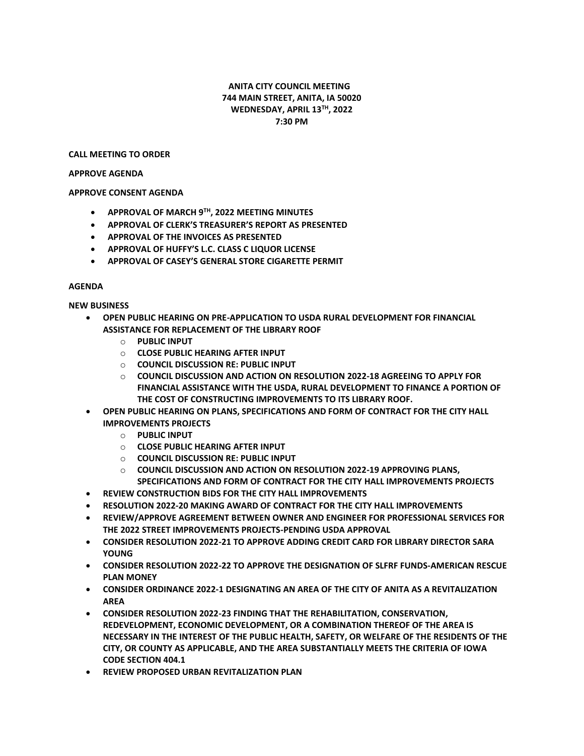**ANITA CITY COUNCIL MEETING**
**744 MAIN STREET, ANITA, IA 50020**
**WEDNESDAY, APRIL 13TH, 2022**
**7:30 PM**

**CALL MEETING TO ORDER**

**APPROVE AGENDA**

**APPROVE CONSENT AGENDA**

- **APPROVAL OF MARCH 9TH, 2022 MEETING MINUTES**
- **APPROVAL OF CLERK'S TREASURER'S REPORT AS PRESENTED**
- **APPROVAL OF THE INVOICES AS PRESENTED**
- **APPROVAL OF HUFFY'S L.C. CLASS C LIQUOR LICENSE**
- **APPROVAL OF CASEY'S GENERAL STORE CIGARETTE PERMIT**

**AGENDA**

**NEW BUSINESS**

- **OPEN PUBLIC HEARING ON PRE-APPLICATION TO USDA RURAL DEVELOPMENT FOR FINANCIAL ASSISTANCE FOR REPLACEMENT OF THE LIBRARY ROOF**
  - **PUBLIC INPUT**
  - **CLOSE PUBLIC HEARING AFTER INPUT**
  - **COUNCIL DISCUSSION RE: PUBLIC INPUT**
  - **COUNCIL DISCUSSION AND ACTION ON RESOLUTION 2022-18 AGREEING TO APPLY FOR FINANCIAL ASSISTANCE WITH THE USDA, RURAL DEVELOPMENT TO FINANCE A PORTION OF THE COST OF CONSTRUCTING IMPROVEMENTS TO ITS LIBRARY ROOF.**
- **OPEN PUBLIC HEARING ON PLANS, SPECIFICATIONS AND FORM OF CONTRACT FOR THE CITY HALL IMPROVEMENTS PROJECTS**
  - **PUBLIC INPUT**
  - **CLOSE PUBLIC HEARING AFTER INPUT**
  - **COUNCIL DISCUSSION RE: PUBLIC INPUT**
  - **COUNCIL DISCUSSION AND ACTION ON RESOLUTION 2022-19 APPROVING PLANS, SPECIFICATIONS AND FORM OF CONTRACT FOR THE CITY HALL IMPROVEMENTS PROJECTS**
- **REVIEW CONSTRUCTION BIDS FOR THE CITY HALL IMPROVEMENTS**
- **RESOLUTION 2022-20 MAKING AWARD OF CONTRACT FOR THE CITY HALL IMPROVEMENTS**
- **REVIEW/APPROVE AGREEMENT BETWEEN OWNER AND ENGINEER FOR PROFESSIONAL SERVICES FOR THE 2022 STREET IMPROVEMENTS PROJECTS-PENDING USDA APPROVAL**
- **CONSIDER RESOLUTION 2022-21 TO APPROVE ADDING CREDIT CARD FOR LIBRARY DIRECTOR SARA YOUNG**
- **CONSIDER RESOLUTION 2022-22 TO APPROVE THE DESIGNATION OF SLFRF FUNDS-AMERICAN RESCUE PLAN MONEY**
- **CONSIDER ORDINANCE 2022-1 DESIGNATING AN AREA OF THE CITY OF ANITA AS A REVITALIZATION AREA**
- **CONSIDER RESOLUTION 2022-23 FINDING THAT THE REHABILITATION, CONSERVATION, REDEVELOPMENT, ECONOMIC DEVELOPMENT, OR A COMBINATION THEREOF OF THE AREA IS NECESSARY IN THE INTEREST OF THE PUBLIC HEALTH, SAFETY, OR WELFARE OF THE RESIDENTS OF THE CITY, OR COUNTY AS APPLICABLE, AND THE AREA SUBSTANTIALLY MEETS THE CRITERIA OF IOWA CODE SECTION 404.1**
- **REVIEW PROPOSED URBAN REVITALIZATION PLAN**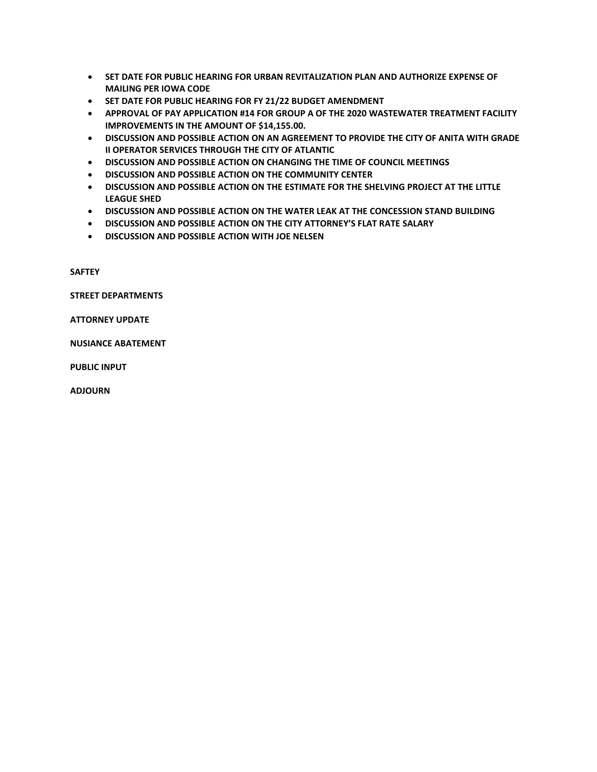- **SET DATE FOR PUBLIC HEARING FOR URBAN REVITALIZATION PLAN AND AUTHORIZE EXPENSE OF MAILING PER IOWA CODE**
- **SET DATE FOR PUBLIC HEARING FOR FY 21/22 BUDGET AMENDMENT**
- **APPROVAL OF PAY APPLICATION #14 FOR GROUP A OF THE 2020 WASTEWATER TREATMENT FACILITY IMPROVEMENTS IN THE AMOUNT OF $14,155.00.**
- **DISCUSSION AND POSSIBLE ACTION ON AN AGREEMENT TO PROVIDE THE CITY OF ANITA WITH GRADE II OPERATOR SERVICES THROUGH THE CITY OF ATLANTIC**
- **DISCUSSION AND POSSIBLE ACTION ON CHANGING THE TIME OF COUNCIL MEETINGS**
- **DISCUSSION AND POSSIBLE ACTION ON THE COMMUNITY CENTER**
- **DISCUSSION AND POSSIBLE ACTION ON THE ESTIMATE FOR THE SHELVING PROJECT AT THE LITTLE LEAGUE SHED**
- **DISCUSSION AND POSSIBLE ACTION ON THE WATER LEAK AT THE CONCESSION STAND BUILDING**
- **DISCUSSION AND POSSIBLE ACTION ON THE CITY ATTORNEY'S FLAT RATE SALARY**
- **DISCUSSION AND POSSIBLE ACTION WITH JOE NELSEN**

**SAFTEY**

**STREET DEPARTMENTS**

**ATTORNEY UPDATE**

**NUSIANCE ABATEMENT**

**PUBLIC INPUT**

**ADJOURN**